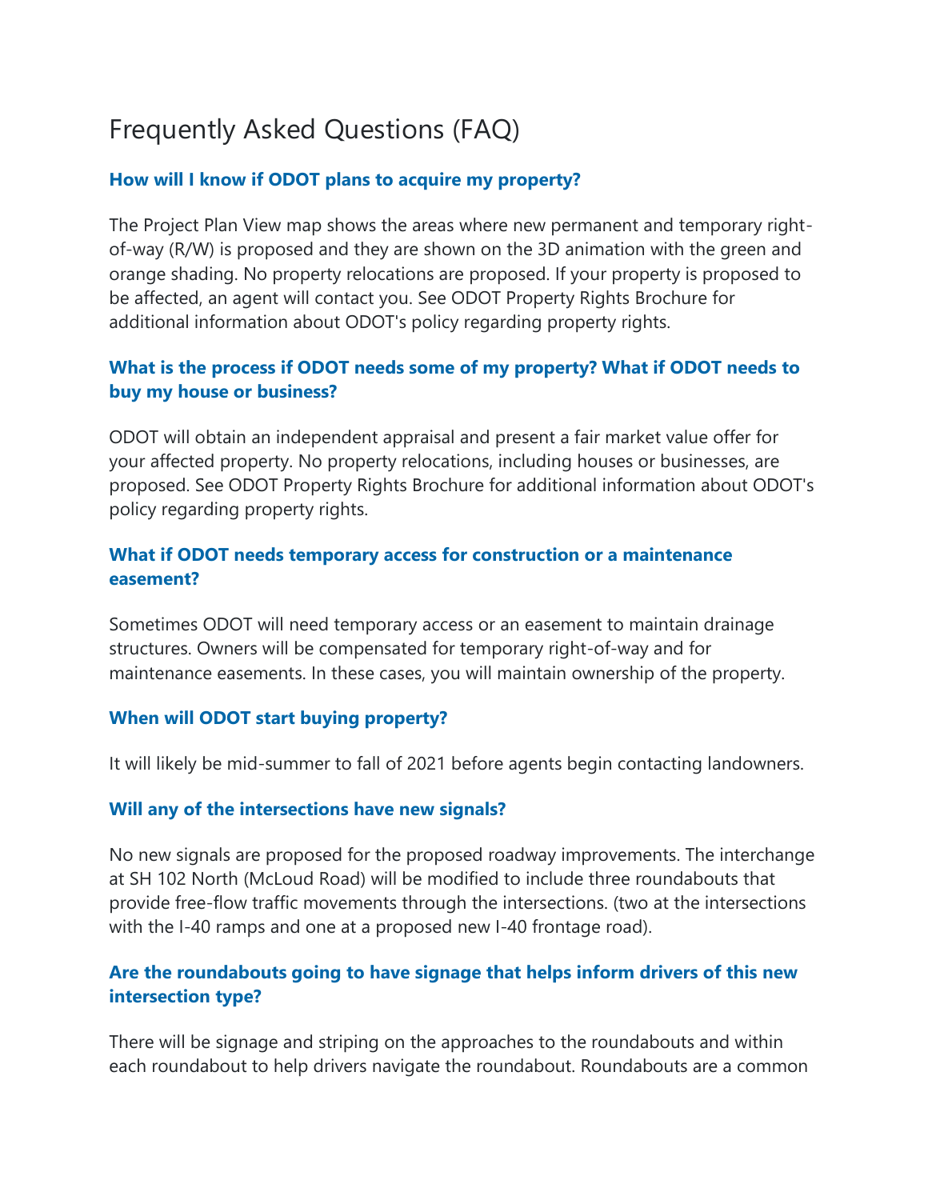# Frequently Asked Questions (FAQ)

### How will I know if ODOT plans to acquire my property?

The Project Plan View map shows the areas where new permanent and temporary right-of-way (R/W) is proposed and they are shown on the 3D animation with the green and orange shading. No property relocations are proposed. If your property is proposed to be affected, an agent will contact you. See ODOT Property Rights Brochure for additional information about ODOT's policy regarding property rights.

### What is the process if ODOT needs some of my property? What if ODOT needs to buy my house or business?

ODOT will obtain an independent appraisal and present a fair market value offer for your affected property. No property relocations, including houses or businesses, are proposed. See ODOT Property Rights Brochure for additional information about ODOT's policy regarding property rights.

### What if ODOT needs temporary access for construction or a maintenance easement?

Sometimes ODOT will need temporary access or an easement to maintain drainage structures. Owners will be compensated for temporary right-of-way and for maintenance easements. In these cases, you will maintain ownership of the property.

### When will ODOT start buying property?

It will likely be mid-summer to fall of 2021 before agents begin contacting landowners.

### Will any of the intersections have new signals?

No new signals are proposed for the proposed roadway improvements. The interchange at SH 102 North (McLoud Road) will be modified to include three roundabouts that provide free-flow traffic movements through the intersections. (two at the intersections with the I-40 ramps and one at a proposed new I-40 frontage road).

### Are the roundabouts going to have signage that helps inform drivers of this new intersection type?

There will be signage and striping on the approaches to the roundabouts and within each roundabout to help drivers navigate the roundabout. Roundabouts are a common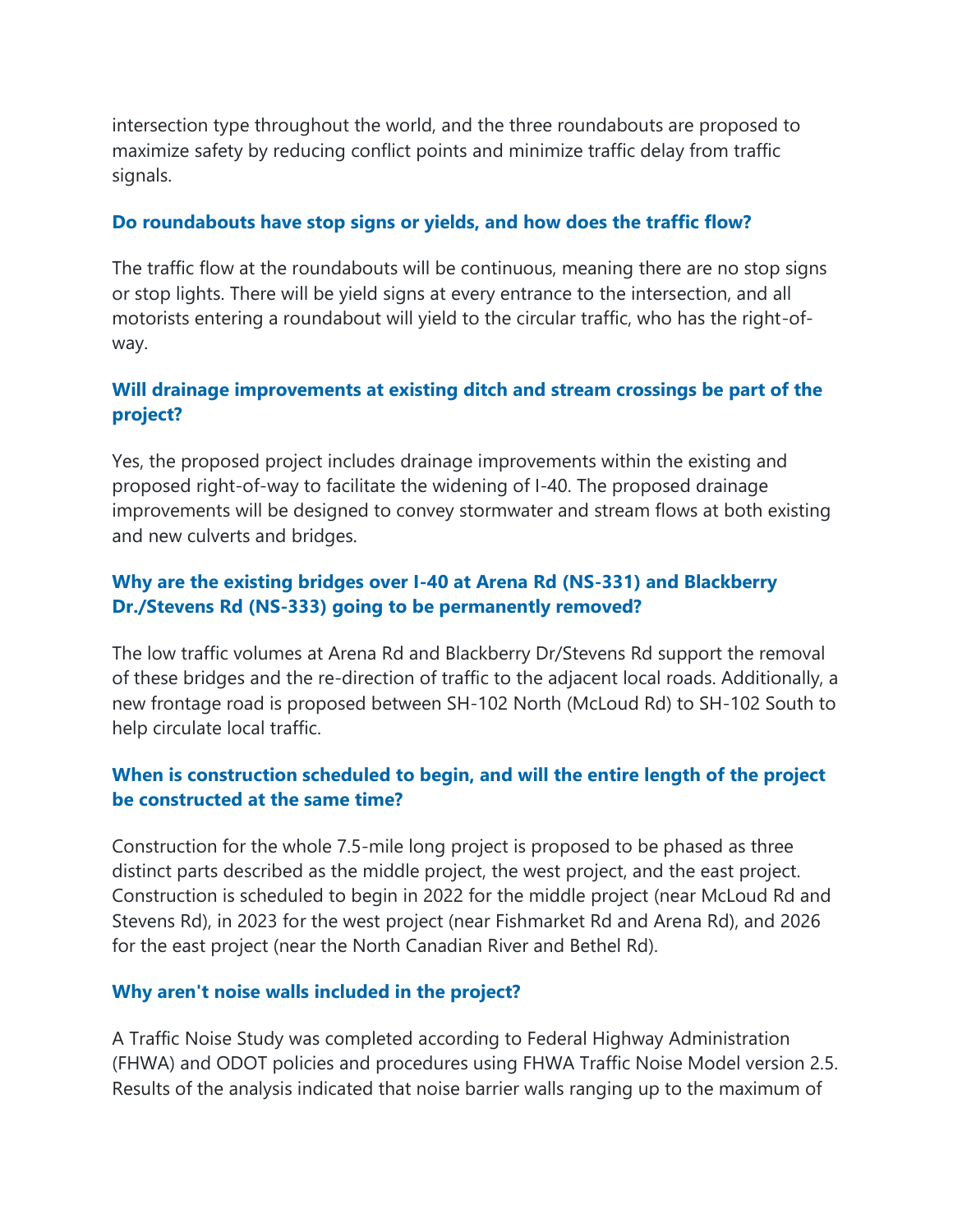intersection type throughout the world, and the three roundabouts are proposed to maximize safety by reducing conflict points and minimize traffic delay from traffic signals.

### Do roundabouts have stop signs or yields, and how does the traffic flow?

The traffic flow at the roundabouts will be continuous, meaning there are no stop signs or stop lights. There will be yield signs at every entrance to the intersection, and all motorists entering a roundabout will yield to the circular traffic, who has the right-of-way.

### Will drainage improvements at existing ditch and stream crossings be part of the project?

Yes, the proposed project includes drainage improvements within the existing and proposed right-of-way to facilitate the widening of I-40. The proposed drainage improvements will be designed to convey stormwater and stream flows at both existing and new culverts and bridges.

### Why are the existing bridges over I-40 at Arena Rd (NS-331) and Blackberry Dr./Stevens Rd (NS-333) going to be permanently removed?

The low traffic volumes at Arena Rd and Blackberry Dr/Stevens Rd support the removal of these bridges and the re-direction of traffic to the adjacent local roads. Additionally, a new frontage road is proposed between SH-102 North (McLoud Rd) to SH-102 South to help circulate local traffic.

### When is construction scheduled to begin, and will the entire length of the project be constructed at the same time?

Construction for the whole 7.5-mile long project is proposed to be phased as three distinct parts described as the middle project, the west project, and the east project. Construction is scheduled to begin in 2022 for the middle project (near McLoud Rd and Stevens Rd), in 2023 for the west project (near Fishmarket Rd and Arena Rd), and 2026 for the east project (near the North Canadian River and Bethel Rd).

### Why aren't noise walls included in the project?

A Traffic Noise Study was completed according to Federal Highway Administration (FHWA) and ODOT policies and procedures using FHWA Traffic Noise Model version 2.5. Results of the analysis indicated that noise barrier walls ranging up to the maximum of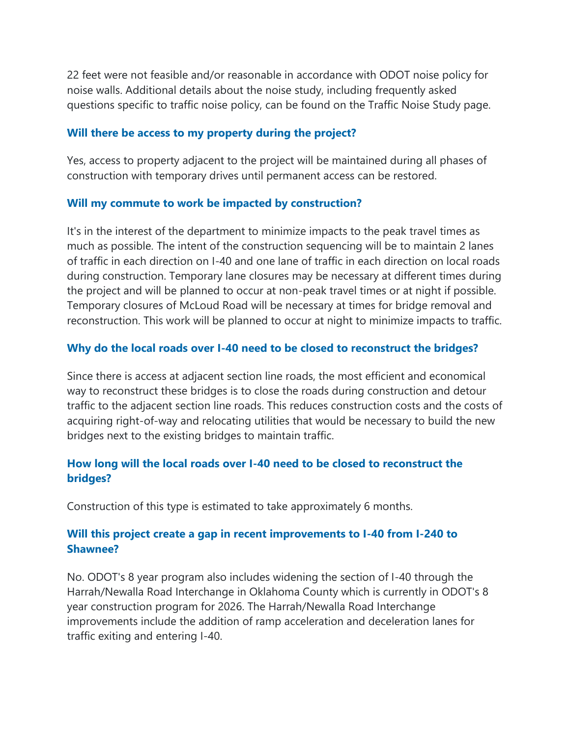22 feet were not feasible and/or reasonable in accordance with ODOT noise policy for noise walls. Additional details about the noise study, including frequently asked questions specific to traffic noise policy, can be found on the Traffic Noise Study page.

### Will there be access to my property during the project?

Yes, access to property adjacent to the project will be maintained during all phases of construction with temporary drives until permanent access can be restored.

### Will my commute to work be impacted by construction?

It's in the interest of the department to minimize impacts to the peak travel times as much as possible. The intent of the construction sequencing will be to maintain 2 lanes of traffic in each direction on I-40 and one lane of traffic in each direction on local roads during construction. Temporary lane closures may be necessary at different times during the project and will be planned to occur at non-peak travel times or at night if possible. Temporary closures of McLoud Road will be necessary at times for bridge removal and reconstruction. This work will be planned to occur at night to minimize impacts to traffic.

### Why do the local roads over I-40 need to be closed to reconstruct the bridges?

Since there is access at adjacent section line roads, the most efficient and economical way to reconstruct these bridges is to close the roads during construction and detour traffic to the adjacent section line roads. This reduces construction costs and the costs of acquiring right-of-way and relocating utilities that would be necessary to build the new bridges next to the existing bridges to maintain traffic.

### How long will the local roads over I-40 need to be closed to reconstruct the bridges?

Construction of this type is estimated to take approximately 6 months.

### Will this project create a gap in recent improvements to I-40 from I-240 to Shawnee?

No. ODOT's 8 year program also includes widening the section of I-40 through the Harrah/Newalla Road Interchange in Oklahoma County which is currently in ODOT's 8 year construction program for 2026. The Harrah/Newalla Road Interchange improvements include the addition of ramp acceleration and deceleration lanes for traffic exiting and entering I-40.